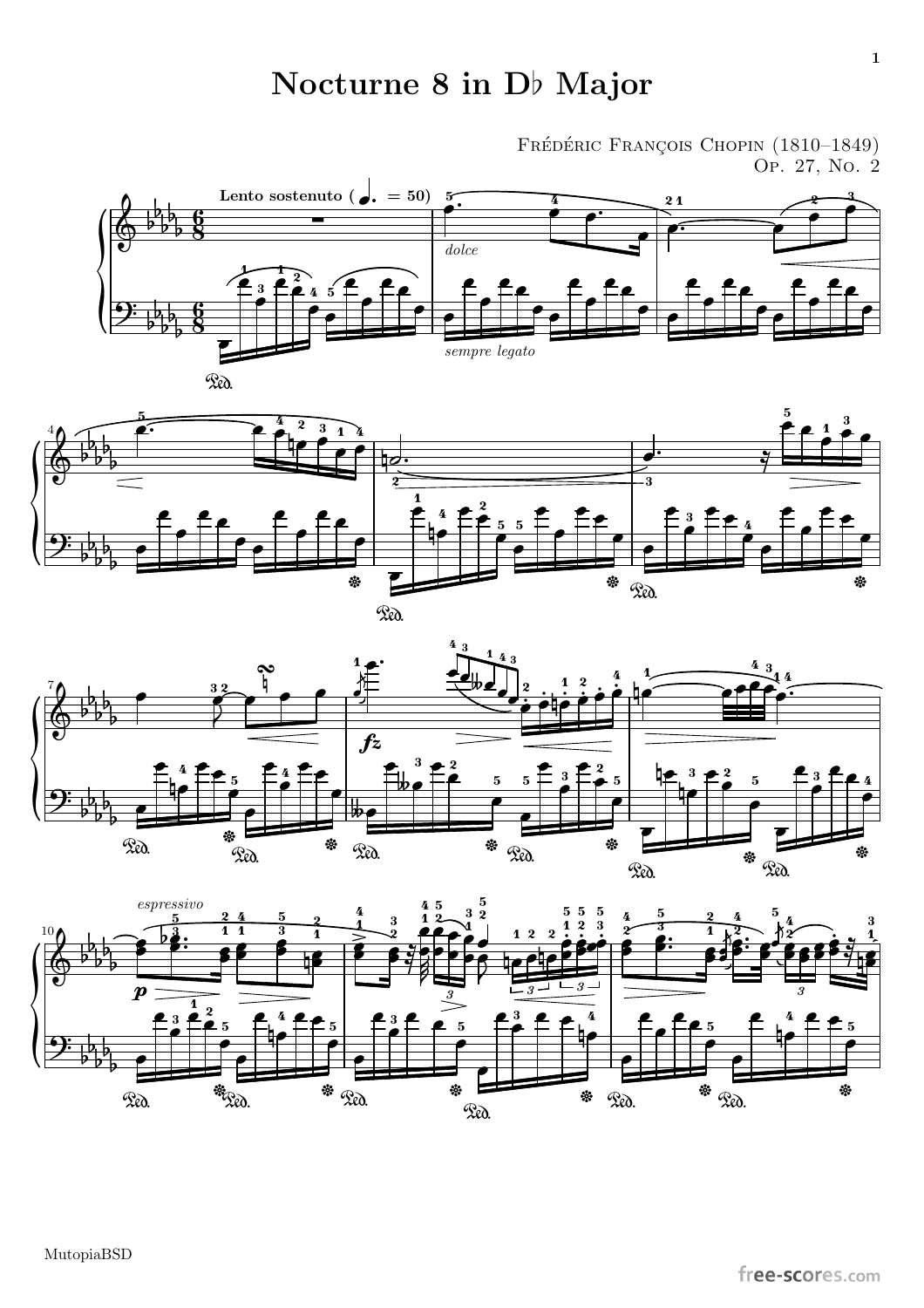# Nocturne 8 in D♭ Major

Frédéric François Chopin (1810–1849)
Op. 27, No. 2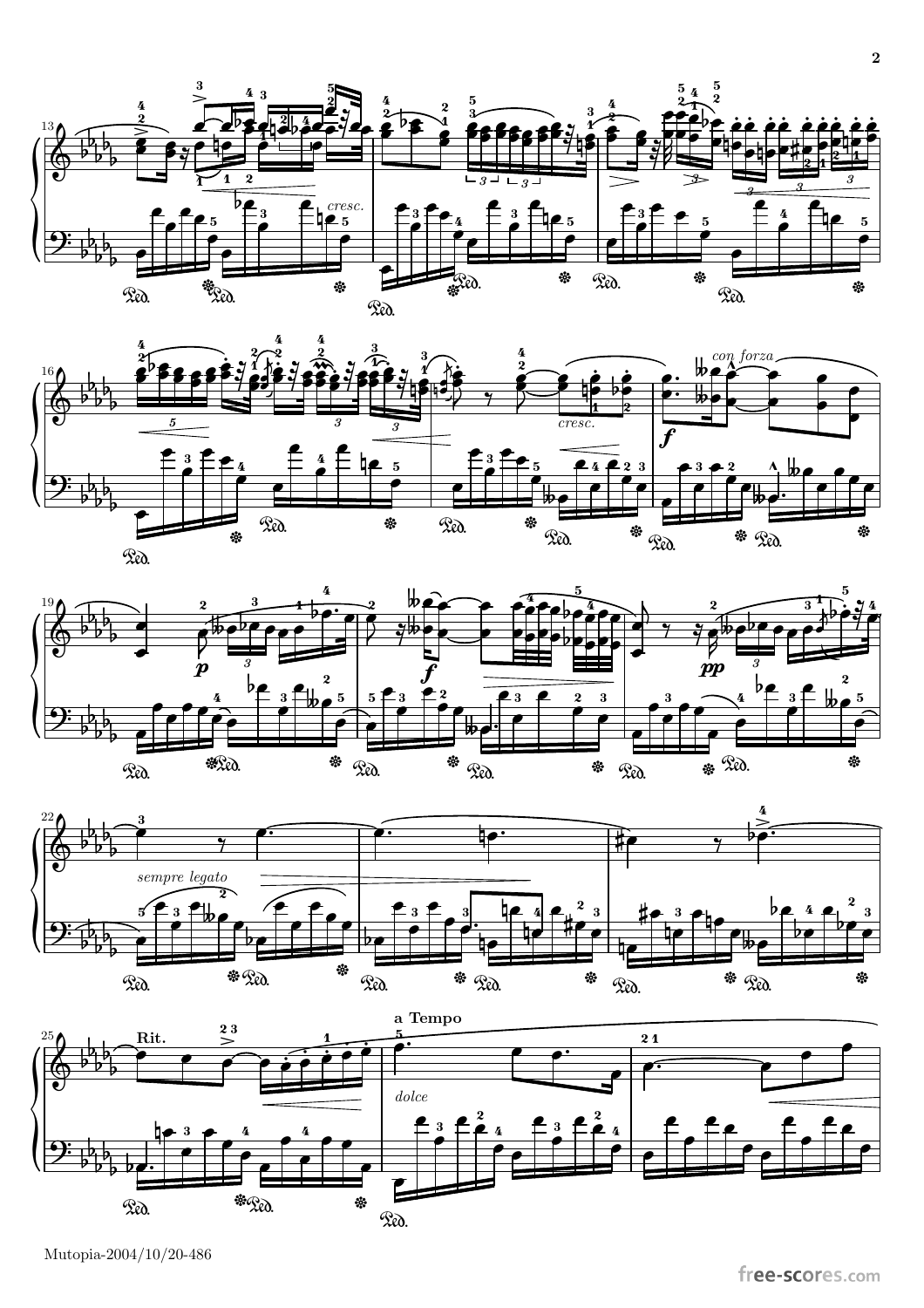*cresc.*

*cresc.*

*con forza*

***f***

***p***

***f***

***pp***

*sempre legato*

**Rit.**

**a Tempo**

*dolce*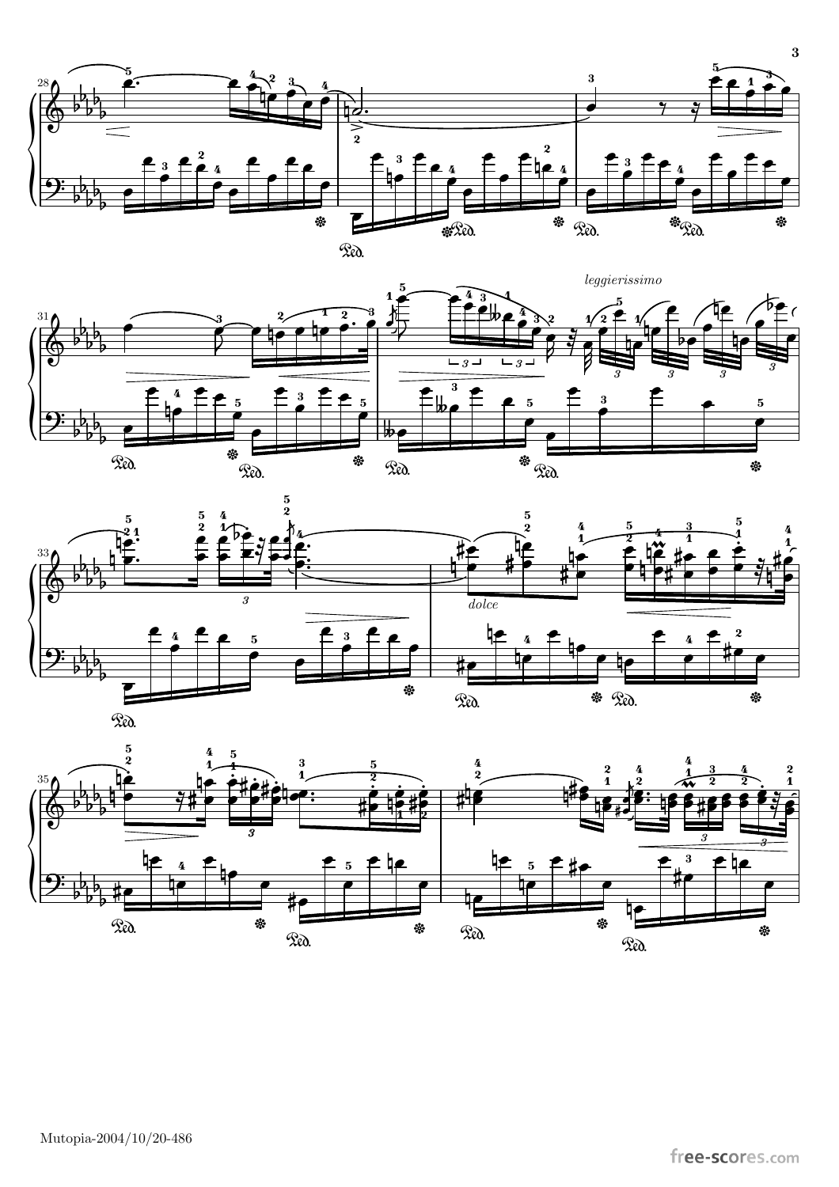*leggierissimo*

*dolce*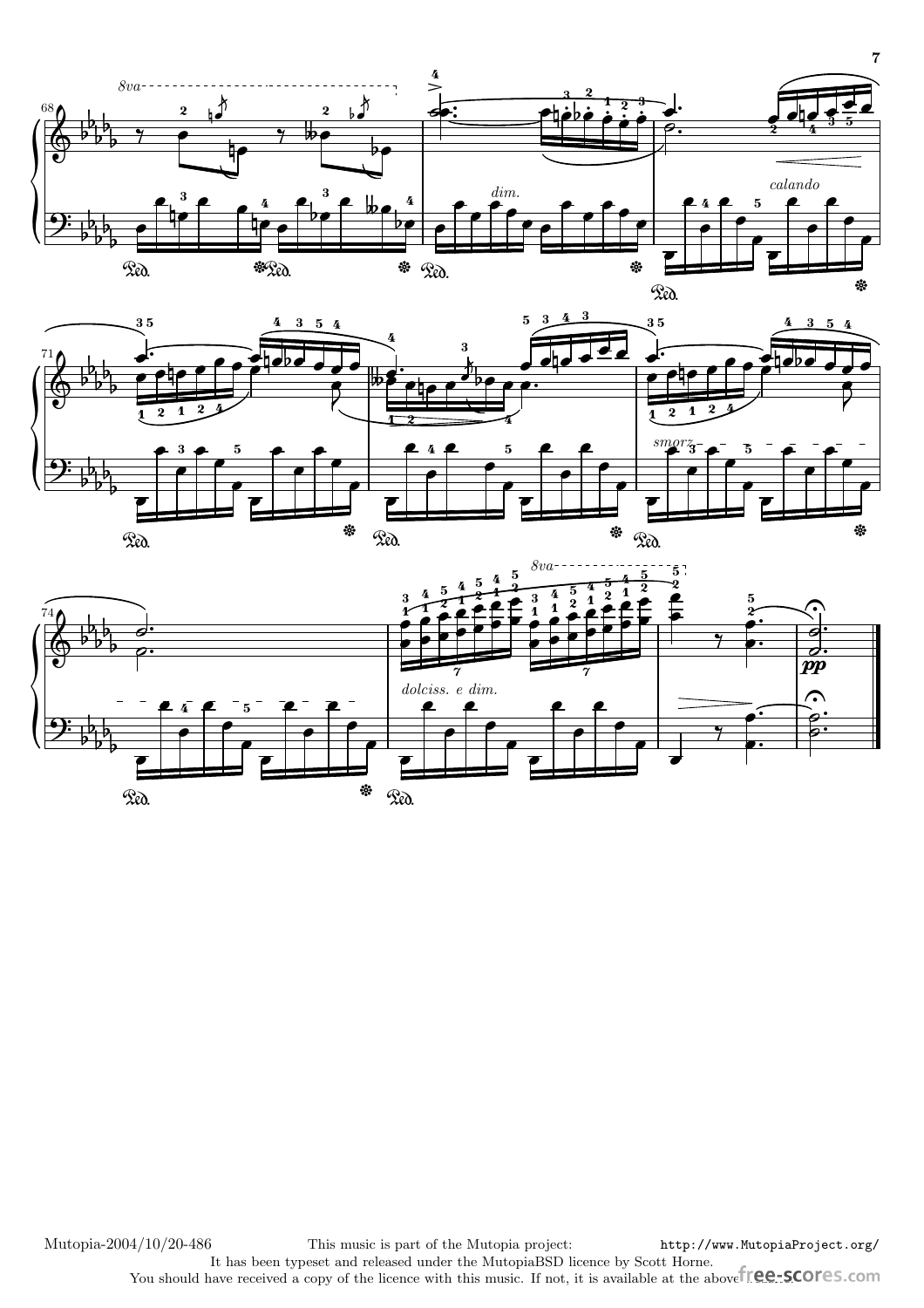Mutopia-2004/10/20-486 This music is part of the Mutopia project: http://www.MutopiaProject.org/
It has been typeset and released under the MutopiaBSD licence by Scott Horne.
You should have received a copy of the licence with this music. If not, it is available at the above address.